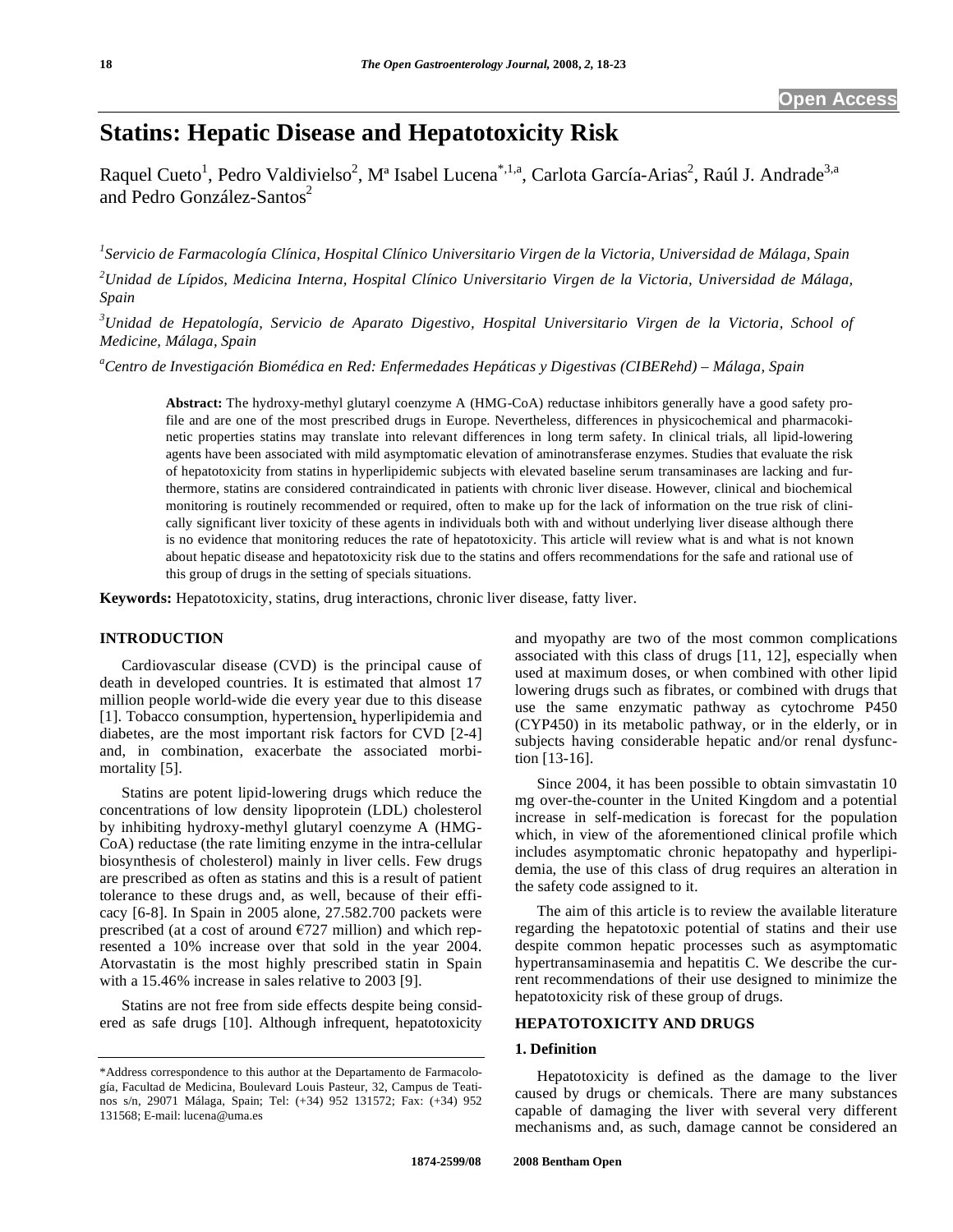# Statins: Hepatic Disease and Hepatotoxicity Risk

Raquel Cueto[1], Pedro Valdivielso[2], Mª Isabel Lucena[*,1,a], Carlota García-Arias[2], Raúl J. Andrade[3,a] and Pedro González-Santos[2]

[1]*Servicio de Farmacología Clínica, Hospital Clínico Universitario Virgen de la Victoria, Universidad de Málaga, Spain*

[2]*Unidad de Lípidos, Medicina Interna, Hospital Clínico Universitario Virgen de la Victoria, Universidad de Málaga, Spain*

[3]*Unidad de Hepatología, Servicio de Aparato Digestivo, Hospital Universitario Virgen de la Victoria, School of Medicine, Málaga, Spain*

[a]*Centro de Investigación Biomédica en Red: Enfermedades Hepáticas y Digestivas (CIBERehd) – Málaga, Spain*

**Abstract:** The hydroxy-methyl glutaryl coenzyme A (HMG-CoA) reductase inhibitors generally have a good safety profile and are one of the most prescribed drugs in Europe. Nevertheless, differences in physicochemical and pharmacokinetic properties statins may translate into relevant differences in long term safety. In clinical trials, all lipid-lowering agents have been associated with mild asymptomatic elevation of aminotransferase enzymes. Studies that evaluate the risk of hepatotoxicity from statins in hyperlipidemic subjects with elevated baseline serum transaminases are lacking and furthermore, statins are considered contraindicated in patients with chronic liver disease. However, clinical and biochemical monitoring is routinely recommended or required, often to make up for the lack of information on the true risk of clinically significant liver toxicity of these agents in individuals both with and without underlying liver disease although there is no evidence that monitoring reduces the rate of hepatotoxicity. This article will review what is and what is not known about hepatic disease and hepatotoxicity risk due to the statins and offers recommendations for the safe and rational use of this group of drugs in the setting of specials situations.

**Keywords:** Hepatotoxicity, statins, drug interactions, chronic liver disease, fatty liver.

## INTRODUCTION

Cardiovascular disease (CVD) is the principal cause of death in developed countries. It is estimated that almost 17 million people world-wide die every year due to this disease [1]. Tobacco consumption, hypertension, hyperlipidemia and diabetes, are the most important risk factors for CVD [2-4] and, in combination, exacerbate the associated morbimortality [5].

Statins are potent lipid-lowering drugs which reduce the concentrations of low density lipoprotein (LDL) cholesterol by inhibiting hydroxy-methyl glutaryl coenzyme A (HMG-CoA) reductase (the rate limiting enzyme in the intra-cellular biosynthesis of cholesterol) mainly in liver cells. Few drugs are prescribed as often as statins and this is a result of patient tolerance to these drugs and, as well, because of their efficacy [6-8]. In Spain in 2005 alone, 27.582.700 packets were prescribed (at a cost of around €727 million) and which represented a 10% increase over that sold in the year 2004. Atorvastatin is the most highly prescribed statin in Spain with a 15.46% increase in sales relative to 2003 [9].

Statins are not free from side effects despite being considered as safe drugs [10]. Although infrequent, hepatotoxicity and myopathy are two of the most common complications associated with this class of drugs [11, 12], especially when used at maximum doses, or when combined with other lipid lowering drugs such as fibrates, or combined with drugs that use the same enzymatic pathway as cytochrome P450 (CYP450) in its metabolic pathway, or in the elderly, or in subjects having considerable hepatic and/or renal dysfunction [13-16].

Since 2004, it has been possible to obtain simvastatin 10 mg over-the-counter in the United Kingdom and a potential increase in self-medication is forecast for the population which, in view of the aforementioned clinical profile which includes asymptomatic chronic hepatopathy and hyperlipidemia, the use of this class of drug requires an alteration in the safety code assigned to it.

The aim of this article is to review the available literature regarding the hepatotoxic potential of statins and their use despite common hepatic processes such as asymptomatic hypertransaminasemia and hepatitis C. We describe the current recommendations of their use designed to minimize the hepatotoxicity risk of these group of drugs.

## HEPATOTOXICITY AND DRUGS

### 1. Definition

Hepatotoxicity is defined as the damage to the liver caused by drugs or chemicals. There are many substances capable of damaging the liver with several very different mechanisms and, as such, damage cannot be considered an

---

*Address correspondence to this author at the Departamento de Farmacología, Facultad de Medicina, Boulevard Louis Pasteur, 32, Campus de Teatinos s/n, 29071 Málaga, Spain; Tel: (+34) 952 131572; Fax: (+34) 952 131568; E-mail: lucena@uma.es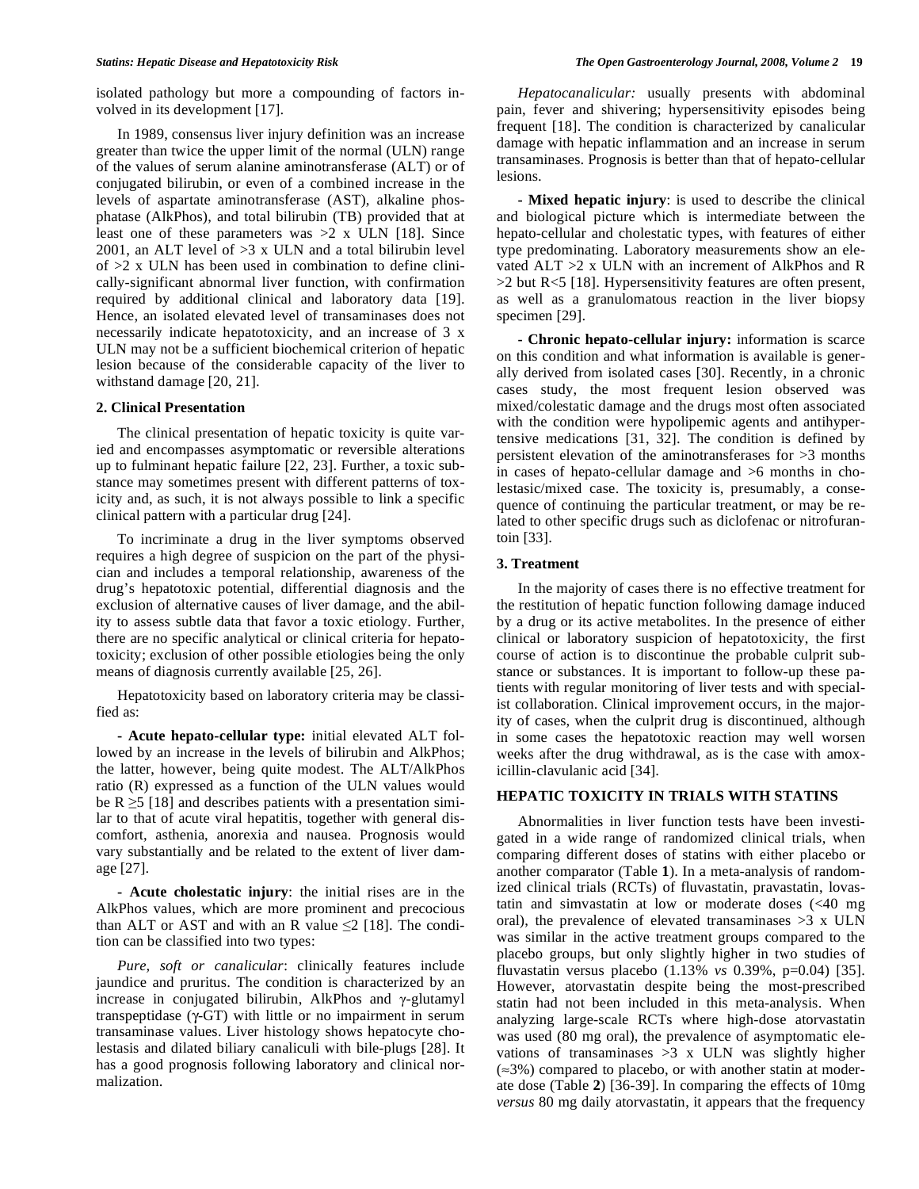isolated pathology but more a compounding of factors involved in its development [17].

In 1989, consensus liver injury definition was an increase greater than twice the upper limit of the normal (ULN) range of the values of serum alanine aminotransferase (ALT) or of conjugated bilirubin, or even of a combined increase in the levels of aspartate aminotransferase (AST), alkaline phosphatase (AlkPhos), and total bilirubin (TB) provided that at least one of these parameters was >2 x ULN [18]. Since 2001, an ALT level of >3 x ULN and a total bilirubin level of >2 x ULN has been used in combination to define clinically-significant abnormal liver function, with confirmation required by additional clinical and laboratory data [19]. Hence, an isolated elevated level of transaminases does not necessarily indicate hepatotoxicity, and an increase of 3 x ULN may not be a sufficient biochemical criterion of hepatic lesion because of the considerable capacity of the liver to withstand damage [20, 21].

### 2. Clinical Presentation

The clinical presentation of hepatic toxicity is quite varied and encompasses asymptomatic or reversible alterations up to fulminant hepatic failure [22, 23]. Further, a toxic substance may sometimes present with different patterns of toxicity and, as such, it is not always possible to link a specific clinical pattern with a particular drug [24].

To incriminate a drug in the liver symptoms observed requires a high degree of suspicion on the part of the physician and includes a temporal relationship, awareness of the drug's hepatotoxic potential, differential diagnosis and the exclusion of alternative causes of liver damage, and the ability to assess subtle data that favor a toxic etiology. Further, there are no specific analytical or clinical criteria for hepatotoxicity; exclusion of other possible etiologies being the only means of diagnosis currently available [25, 26].

Hepatotoxicity based on laboratory criteria may be classified as:

- **Acute hepato-cellular type:** initial elevated ALT followed by an increase in the levels of bilirubin and AlkPhos; the latter, however, being quite modest. The ALT/AlkPhos ratio (R) expressed as a function of the ULN values would be R $\geq$5 [18] and describes patients with a presentation similar to that of acute viral hepatitis, together with general discomfort, asthenia, anorexia and nausea. Prognosis would vary substantially and be related to the extent of liver damage [27].

- **Acute cholestatic injury**: the initial rises are in the AlkPhos values, which are more prominent and precocious than ALT or AST and with an R value $\leq$2 [18]. The condition can be classified into two types:

*Pure, soft or canalicular*: clinically features include jaundice and pruritus. The condition is characterized by an increase in conjugated bilirubin, AlkPhos and $\gamma$-glutamyl transpeptidase ($\gamma$-GT) with little or no impairment in serum transaminase values. Liver histology shows hepatocyte cholestasis and dilated biliary canaliculi with bile-plugs [28]. It has a good prognosis following laboratory and clinical normalization.

*Hepatocanalicular:* usually presents with abdominal pain, fever and shivering; hypersensitivity episodes being frequent [18]. The condition is characterized by canalicular damage with hepatic inflammation and an increase in serum transaminases. Prognosis is better than that of hepato-cellular lesions.

- **Mixed hepatic injury**: is used to describe the clinical and biological picture which is intermediate between the hepato-cellular and cholestatic types, with features of either type predominating. Laboratory measurements show an elevated ALT >2 x ULN with an increment of AlkPhos and R >2 but R<5 [18]. Hypersensitivity features are often present, as well as a granulomatous reaction in the liver biopsy specimen [29].

- **Chronic hepato-cellular injury:** information is scarce on this condition and what information is available is generally derived from isolated cases [30]. Recently, in a chronic cases study, the most frequent lesion observed was mixed/colestatic damage and the drugs most often associated with the condition were hypolipemic agents and antihypertensive medications [31, 32]. The condition is defined by persistent elevation of the aminotransferases for >3 months in cases of hepato-cellular damage and >6 months in cholestasic/mixed case. The toxicity is, presumably, a consequence of continuing the particular treatment, or may be related to other specific drugs such as diclofenac or nitrofurantoin [33].

### 3. Treatment

In the majority of cases there is no effective treatment for the restitution of hepatic function following damage induced by a drug or its active metabolites. In the presence of either clinical or laboratory suspicion of hepatotoxicity, the first course of action is to discontinue the probable culprit substance or substances. It is important to follow-up these patients with regular monitoring of liver tests and with specialist collaboration. Clinical improvement occurs, in the majority of cases, when the culprit drug is discontinued, although in some cases the hepatotoxic reaction may well worsen weeks after the drug withdrawal, as is the case with amoxicillin-clavulanic acid [34].

## HEPATIC TOXICITY IN TRIALS WITH STATINS

Abnormalities in liver function tests have been investigated in a wide range of randomized clinical trials, when comparing different doses of statins with either placebo or another comparator (Table **1**). In a meta-analysis of randomized clinical trials (RCTs) of fluvastatin, pravastatin, lovastatin and simvastatin at low or moderate doses (<40 mg oral), the prevalence of elevated transaminases >3 x ULN was similar in the active treatment groups compared to the placebo groups, but only slightly higher in two studies of fluvastatin versus placebo (1.13% *vs* 0.39%, p=0.04) [35]. However, atorvastatin despite being the most-prescribed statin had not been included in this meta-analysis. When analyzing large-scale RCTs where high-dose atorvastatin was used (80 mg oral), the prevalence of asymptomatic elevations of transaminases >3 x ULN was slightly higher ($\approx$3%) compared to placebo, or with another statin at moderate dose (Table **2**) [36-39]. In comparing the effects of 10mg *versus* 80 mg daily atorvastatin, it appears that the frequency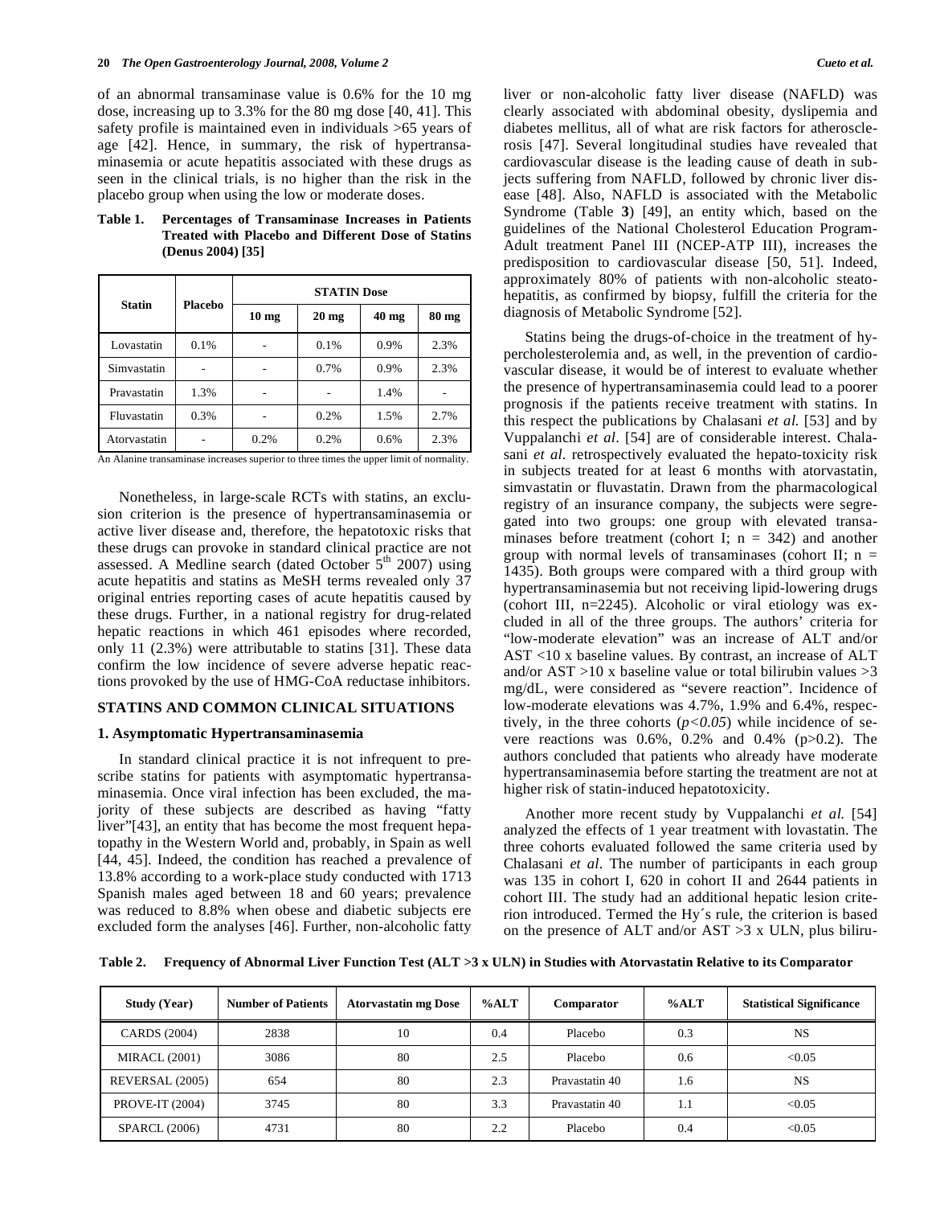of an abnormal transaminase value is 0.6% for the 10 mg dose, increasing up to 3.3% for the 80 mg dose [40, 41]. This safety profile is maintained even in individuals >65 years of age [42]. Hence, in summary, the risk of hypertransaminasemia or acute hepatitis associated with these drugs as seen in the clinical trials, is no higher than the risk in the placebo group when using the low or moderate doses.

**Table 1. Percentages of Transaminase Increases in Patients Treated with Placebo and Different Dose of Statins (Denus 2004) [35]**

| Statin | Placebo | STATIN Dose | | | |
|---|---|---|---|---|---|
| | | 10 mg | 20 mg | 40 mg | 80 mg |
| Lovastatin | 0.1% | - | 0.1% | 0.9% | 2.3% |
| Simvastatin | - | - | 0.7% | 0.9% | 2.3% |
| Pravastatin | 1.3% | - | - | 1.4% | - |
| Fluvastatin | 0.3% | - | 0.2% | 1.5% | 2.7% |
| Atorvastatin | - | 0.2% | 0.2% | 0.6% | 2.3% |

An Alanine transaminase increases superior to three times the upper limit of normality.

Nonetheless, in large-scale RCTs with statins, an exclusion criterion is the presence of hypertransaminasemia or active liver disease and, therefore, the hepatotoxic risks that these drugs can provoke in standard clinical practice are not assessed. A Medline search (dated October 5th 2007) using acute hepatitis and statins as MeSH terms revealed only 37 original entries reporting cases of acute hepatitis caused by these drugs. Further, in a national registry for drug-related hepatic reactions in which 461 episodes where recorded, only 11 (2.3%) were attributable to statins [31]. These data confirm the low incidence of severe adverse hepatic reactions provoked by the use of HMG-CoA reductase inhibitors.

## STATINS AND COMMON CLINICAL SITUATIONS

### 1. Asymptomatic Hypertransaminasemia

In standard clinical practice it is not infrequent to prescribe statins for patients with asymptomatic hypertransaminasemia. Once viral infection has been excluded, the majority of these subjects are described as having "fatty liver"[43], an entity that has become the most frequent hepatopathy in the Western World and, probably, in Spain as well [44, 45]. Indeed, the condition has reached a prevalence of 13.8% according to a work-place study conducted with 1713 Spanish males aged between 18 and 60 years; prevalence was reduced to 8.8% when obese and diabetic subjects ere excluded form the analyses [46]. Further, non-alcoholic fatty liver or non-alcoholic fatty liver disease (NAFLD) was clearly associated with abdominal obesity, dyslipemia and diabetes mellitus, all of what are risk factors for atherosclerosis [47]. Several longitudinal studies have revealed that cardiovascular disease is the leading cause of death in subjects suffering from NAFLD, followed by chronic liver disease [48]. Also, NAFLD is associated with the Metabolic Syndrome (Table **3**) [49], an entity which, based on the guidelines of the National Cholesterol Education Program-Adult treatment Panel III (NCEP-ATP III), increases the predisposition to cardiovascular disease [50, 51]. Indeed, approximately 80% of patients with non-alcoholic steatohepatitis, as confirmed by biopsy, fulfill the criteria for the diagnosis of Metabolic Syndrome [52].

Statins being the drugs-of-choice in the treatment of hypercholesterolemia and, as well, in the prevention of cardiovascular disease, it would be of interest to evaluate whether the presence of hypertransaminasemia could lead to a poorer prognosis if the patients receive treatment with statins. In this respect the publications by Chalasani *et al.* [53] and by Vuppalanchi *et al*. [54] are of considerable interest. Chalasani *et al*. retrospectively evaluated the hepato-toxicity risk in subjects treated for at least 6 months with atorvastatin, simvastatin or fluvastatin. Drawn from the pharmacological registry of an insurance company, the subjects were segregated into two groups: one group with elevated transaminases before treatment (cohort I; n = 342) and another group with normal levels of transaminases (cohort II; n = 1435). Both groups were compared with a third group with hypertransaminasemia but not receiving lipid-lowering drugs (cohort III, n=2245). Alcoholic or viral etiology was excluded in all of the three groups. The authors' criteria for "low-moderate elevation" was an increase of ALT and/or AST <10 x baseline values. By contrast, an increase of ALT and/or AST >10 x baseline value or total bilirubin values >3 mg/dL, were considered as "severe reaction". Incidence of low-moderate elevations was 4.7%, 1.9% and 6.4%, respectively, in the three cohorts ($p<0.05$) while incidence of severe reactions was 0.6%, 0.2% and 0.4% ($p>0.2$). The authors concluded that patients who already have moderate hypertransaminasemia before starting the treatment are not at higher risk of statin-induced hepatotoxicity.

Another more recent study by Vuppalanchi *et al.* [54] analyzed the effects of 1 year treatment with lovastatin. The three cohorts evaluated followed the same criteria used by Chalasani *et al*. The number of participants in each group was 135 in cohort I, 620 in cohort II and 2644 patients in cohort III. The study had an additional hepatic lesion criterion introduced. Termed the Hy´s rule, the criterion is based on the presence of ALT and/or AST >3 x ULN, plus biliru-

**Table 2. Frequency of Abnormal Liver Function Test (ALT >3 x ULN) in Studies with Atorvastatin Relative to its Comparator**

| Study (Year) | Number of Patients | Atorvastatin mg Dose | %ALT | Comparator | %ALT | Statistical Significance |
|---|---|---|---|---|---|---|
| CARDS (2004) | 2838 | 10 | 0.4 | Placebo | 0.3 | NS |
| MIRACL (2001) | 3086 | 80 | 2.5 | Placebo | 0.6 | <0.05 |
| REVERSAL (2005) | 654 | 80 | 2.3 | Pravastatin 40 | 1.6 | NS |
| PROVE-IT (2004) | 3745 | 80 | 3.3 | Pravastatin 40 | 1.1 | <0.05 |
| SPARCL (2006) | 4731 | 80 | 2.2 | Placebo | 0.4 | <0.05 |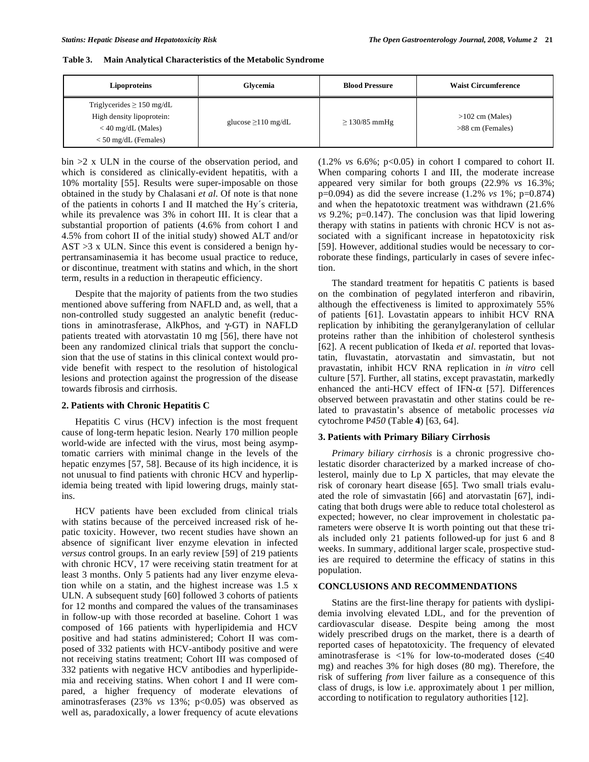**Table 3. Main Analytical Characteristics of the Metabolic Syndrome**

| Lipoproteins | Glycemia | Blood Pressure | Waist Circumference |
|---|---|---|---|
| Triglycerides ≥ 150 mg/dL<br>High density lipoprotein:<br>< 40 mg/dL (Males)<br>< 50 mg/dL (Females) | glucose ≥110 mg/dL | ≥ 130/85 mmHg | >102 cm (Males)<br>>88 cm (Females) |

bin >2 x ULN in the course of the observation period, and which is considered as clinically-evident hepatitis, with a 10% mortality [55]. Results were super-imposable on those obtained in the study by Chalasani *et al*. Of note is that none of the patients in cohorts I and II matched the Hy´s criteria, while its prevalence was 3% in cohort III. It is clear that a substantial proportion of patients (4.6% from cohort I and 4.5% from cohort II of the initial study) showed ALT and/or AST >3 x ULN. Since this event is considered a benign hypertransaminasemia it has become usual practice to reduce, or discontinue, treatment with statins and which, in the short term, results in a reduction in therapeutic efficiency.

Despite that the majority of patients from the two studies mentioned above suffering from NAFLD and, as well, that a non-controlled study suggested an analytic benefit (reductions in aminotrasferase, AlkPhos, and γ-GT) in NAFLD patients treated with atorvastatin 10 mg [56], there have not been any randomized clinical trials that support the conclusion that the use of statins in this clinical context would provide benefit with respect to the resolution of histological lesions and protection against the progression of the disease towards fibrosis and cirrhosis.

### 2. Patients with Chronic Hepatitis C

Hepatitis C virus (HCV) infection is the most frequent cause of long-term hepatic lesion. Nearly 170 million people world-wide are infected with the virus, most being asymptomatic carriers with minimal change in the levels of the hepatic enzymes [57, 58]. Because of its high incidence, it is not unusual to find patients with chronic HCV and hyperlipidemia being treated with lipid lowering drugs, mainly statins.

HCV patients have been excluded from clinical trials with statins because of the perceived increased risk of hepatic toxicity. However, two recent studies have shown an absence of significant liver enzyme elevation in infected *versus* control groups. In an early review [59] of 219 patients with chronic HCV, 17 were receiving statin treatment for at least 3 months. Only 5 patients had any liver enzyme elevation while on a statin, and the highest increase was 1.5 x ULN. A subsequent study [60] followed 3 cohorts of patients for 12 months and compared the values of the transaminases in follow-up with those recorded at baseline. Cohort 1 was composed of 166 patients with hyperlipidemia and HCV positive and had statins administered; Cohort II was composed of 332 patients with HCV-antibody positive and were not receiving statins treatment; Cohort III was composed of 332 patients with negative HCV antibodies and hyperlipidemia and receiving statins. When cohort I and II were compared, a higher frequency of moderate elevations of aminotrasferases (23% *vs* 13%; $p<0.05$) was observed as well as, paradoxically, a lower frequency of acute elevations (1.2% *vs* 6.6%; $p<0.05$) in cohort I compared to cohort II. When comparing cohorts I and III, the moderate increase appeared very similar for both groups (22.9% *vs* 16.3%; $p=0.094$) as did the severe increase (1.2% *vs* 1%; $p=0.874$) and when the hepatotoxic treatment was withdrawn (21.6% *vs* 9.2%; $p=0.147$). The conclusion was that lipid lowering therapy with statins in patients with chronic HCV is not associated with a significant increase in hepatotoxicity risk [59]. However, additional studies would be necessary to corroborate these findings, particularly in cases of severe infection.

The standard treatment for hepatitis C patients is based on the combination of pegylated interferon and ribavirin, although the effectiveness is limited to approximately 55% of patients [61]. Lovastatin appears to inhibit HCV RNA replication by inhibiting the geranylgeranylation of cellular proteins rather than the inhibition of cholesterol synthesis [62]. A recent publication of Ikeda *et al*. reported that lovastatin, fluvastatin, atorvastatin and simvastatin, but not pravastatin, inhibit HCV RNA replication in *in vitro* cell culture [57]. Further, all statins, except pravastatin, markedly enhanced the anti-HCV effect of IFN-α [57]. Differences observed between pravastatin and other statins could be related to pravastatin's absence of metabolic processes *via* cytochrome P*450* (Table **4**) [63, 64].

### 3. Patients with Primary Biliary Cirrhosis

*Primary biliary cirrhosis* is a chronic progressive cholestatic disorder characterized by a marked increase of cholesterol, mainly due to Lp X particles, that may elevate the risk of coronary heart disease [65]. Two small trials evaluated the role of simvastatin [66] and atorvastatin [67], indicating that both drugs were able to reduce total cholesterol as expected; however, no clear improvement in cholestatic parameters were observe It is worth pointing out that these trials included only 21 patients followed-up for just 6 and 8 weeks. In summary, additional larger scale, prospective studies are required to determine the efficacy of statins in this population.

## CONCLUSIONS AND RECOMMENDATIONS

Statins are the first-line therapy for patients with dyslipidemia involving elevated LDL, and for the prevention of cardiovascular disease. Despite being among the most widely prescribed drugs on the market, there is a dearth of reported cases of hepatotoxicity. The frequency of elevated aminotrasferase is <1% for low-to-moderated doses (≤40 mg) and reaches 3% for high doses (80 mg). Therefore, the risk of suffering *from* liver failure as a consequence of this class of drugs, is low i.e. approximately about 1 per million, according to notification to regulatory authorities [12].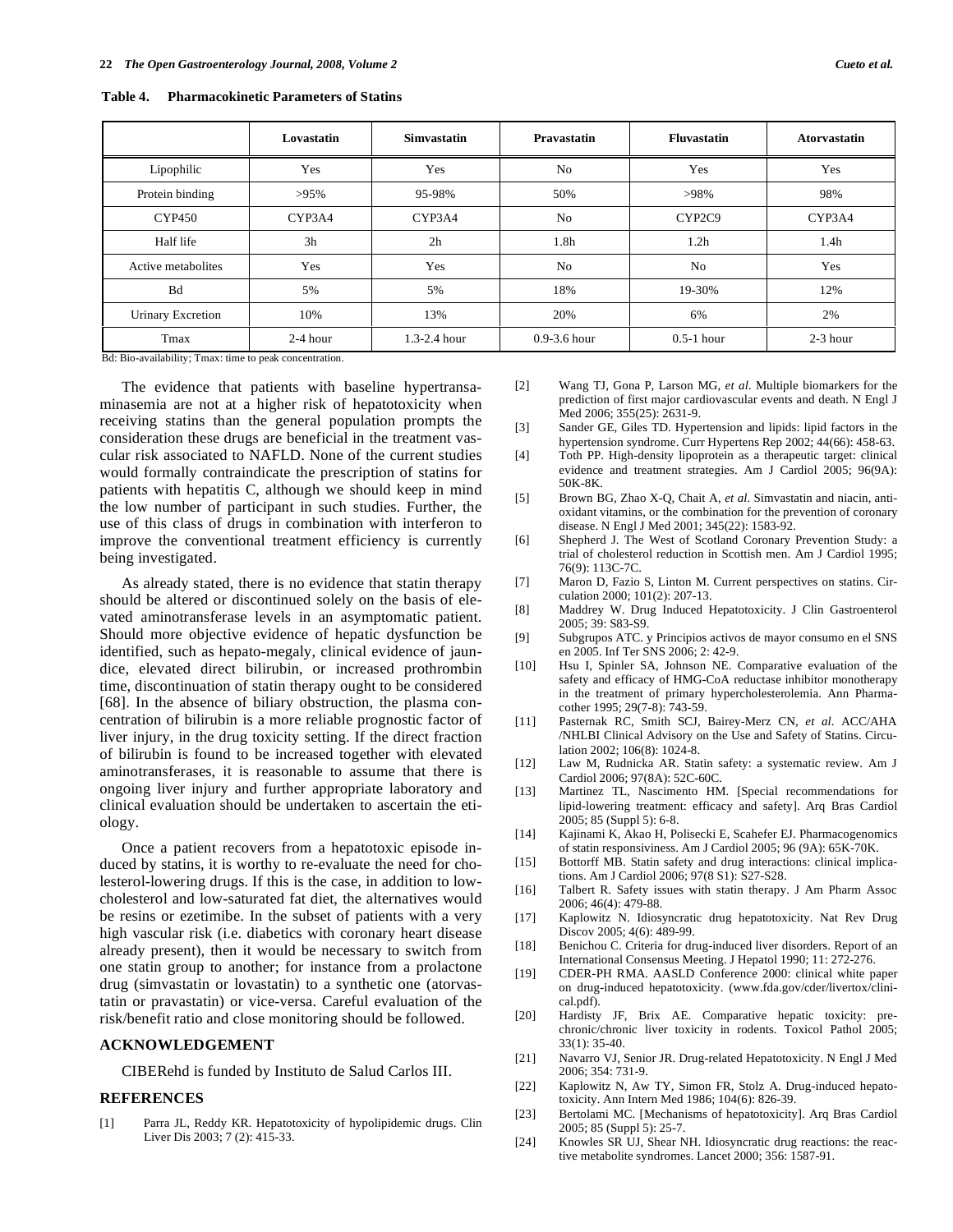**Table 4. Pharmacokinetic Parameters of Statins**

| | Lovastatin | Simvastatin | Pravastatin | Fluvastatin | Atorvastatin |
|---|---|---|---|---|---|
| Lipophilic | Yes | Yes | No | Yes | Yes |
| Protein binding | >95% | 95-98% | 50% | >98% | 98% |
| CYP450 | CYP3A4 | CYP3A4 | No | CYP2C9 | CYP3A4 |
| Half life | 3h | 2h | 1.8h | 1.2h | 1.4h |
| Active metabolites | Yes | Yes | No | No | Yes |
| Bd | 5% | 5% | 18% | 19-30% | 12% |
| Urinary Excretion | 10% | 13% | 20% | 6% | 2% |
| Tmax | 2-4 hour | 1.3-2.4 hour | 0.9-3.6 hour | 0.5-1 hour | 2-3 hour |

Bd: Bio-availability; Tmax: time to peak concentration.

The evidence that patients with baseline hypertransaminasemia are not at a higher risk of hepatotoxicity when receiving statins than the general population prompts the consideration these drugs are beneficial in the treatment vascular risk associated to NAFLD. None of the current studies would formally contraindicate the prescription of statins for patients with hepatitis C, although we should keep in mind the low number of participant in such studies. Further, the use of this class of drugs in combination with interferon to improve the conventional treatment efficiency is currently being investigated.

As already stated, there is no evidence that statin therapy should be altered or discontinued solely on the basis of elevated aminotransferase levels in an asymptomatic patient. Should more objective evidence of hepatic dysfunction be identified, such as hepato-megaly, clinical evidence of jaundice, elevated direct bilirubin, or increased prothrombin time, discontinuation of statin therapy ought to be considered [68]. In the absence of biliary obstruction, the plasma concentration of bilirubin is a more reliable prognostic factor of liver injury, in the drug toxicity setting. If the direct fraction of bilirubin is found to be increased together with elevated aminotransferases, it is reasonable to assume that there is ongoing liver injury and further appropriate laboratory and clinical evaluation should be undertaken to ascertain the etiology.

Once a patient recovers from a hepatotoxic episode induced by statins, it is worthy to re-evaluate the need for cholesterol-lowering drugs. If this is the case, in addition to low-cholesterol and low-saturated fat diet, the alternatives would be resins or ezetimibe. In the subset of patients with a very high vascular risk (i.e. diabetics with coronary heart disease already present), then it would be necessary to switch from one statin group to another; for instance from a prolactone drug (simvastatin or lovastatin) to a synthetic one (atorvastatin or pravastatin) or vice-versa. Careful evaluation of the risk/benefit ratio and close monitoring should be followed.

## ACKNOWLEDGEMENT

CIBERehd is funded by Instituto de Salud Carlos III.

## REFERENCES

[1] Parra JL, Reddy KR. Hepatotoxicity of hypolipidemic drugs. Clin Liver Dis 2003; 7 (2): 415-33.

[2] Wang TJ, Gona P, Larson MG, *et al*. Multiple biomarkers for the prediction of first major cardiovascular events and death. N Engl J Med 2006; 355(25): 2631-9.

[3] Sander GE, Giles TD. Hypertension and lipids: lipid factors in the hypertension syndrome. Curr Hypertens Rep 2002; 44(66): 458-63.

[4] Toth PP. High-density lipoprotein as a therapeutic target: clinical evidence and treatment strategies. Am J Cardiol 2005; 96(9A): 50K-8K.

[5] Brown BG, Zhao X-Q, Chait A, *et al*. Simvastatin and niacin, antioxidant vitamins, or the combination for the prevention of coronary disease. N Engl J Med 2001; 345(22): 1583-92.

[6] Shepherd J. The West of Scotland Coronary Prevention Study: a trial of cholesterol reduction in Scottish men. Am J Cardiol 1995; 76(9): 113C-7C.

[7] Maron D, Fazio S, Linton M. Current perspectives on statins. Circulation 2000; 101(2): 207-13.

[8] Maddrey W. Drug Induced Hepatotoxicity. J Clin Gastroenterol 2005; 39: S83-S9.

[9] Subgrupos ATC. y Principios activos de mayor consumo en el SNS en 2005. Inf Ter SNS 2006; 2: 42-9.

[10] Hsu I, Spinler SA, Johnson NE. Comparative evaluation of the safety and efficacy of HMG-CoA reductase inhibitor monotherapy in the treatment of primary hypercholesterolemia. Ann Pharmacother 1995; 29(7-8): 743-59.

[11] Pasternak RC, Smith SCJ, Bairey-Merz CN, *et al*. ACC/AHA /NHLBI Clinical Advisory on the Use and Safety of Statins. Circulation 2002; 106(8): 1024-8.

[12] Law M, Rudnicka AR. Statin safety: a systematic review. Am J Cardiol 2006; 97(8A): 52C-60C.

[13] Martinez TL, Nascimento HM. [Special recommendations for lipid-lowering treatment: efficacy and safety]. Arq Bras Cardiol 2005; 85 (Suppl 5): 6-8.

[14] Kajinami K, Akao H, Polisecki E, Scahefer EJ. Pharmacogenomics of statin responsiviness. Am J Cardiol 2005; 96 (9A): 65K-70K.

[15] Bottorff MB. Statin safety and drug interactions: clinical implications. Am J Cardiol 2006; 97(8 S1): S27-S28.

[16] Talbert R. Safety issues with statin therapy. J Am Pharm Assoc 2006; 46(4): 479-88.

[17] Kaplowitz N. Idiosyncratic drug hepatotoxicity. Nat Rev Drug Discov 2005; 4(6): 489-99.

[18] Benichou C. Criteria for drug-induced liver disorders. Report of an International Consensus Meeting. J Hepatol 1990; 11: 272-276.

[19] CDER-PH RMA. AASLD Conference 2000: clinical white paper on drug-induced hepatotoxicity. (www.fda.gov/cder/livertox/clinical.pdf).

[20] Hardisty JF, Brix AE. Comparative hepatic toxicity: prechronic/chronic liver toxicity in rodents. Toxicol Pathol 2005; 33(1): 35-40.

[21] Navarro VJ, Senior JR. Drug-related Hepatotoxicity. N Engl J Med 2006; 354: 731-9.

[22] Kaplowitz N, Aw TY, Simon FR, Stolz A. Drug-induced hepatotoxicity. Ann Intern Med 1986; 104(6): 826-39.

[23] Bertolami MC. [Mechanisms of hepatotoxicity]. Arq Bras Cardiol 2005; 85 (Suppl 5): 25-7.

[24] Knowles SR UJ, Shear NH. Idiosyncratic drug reactions: the reactive metabolite syndromes. Lancet 2000; 356: 1587-91.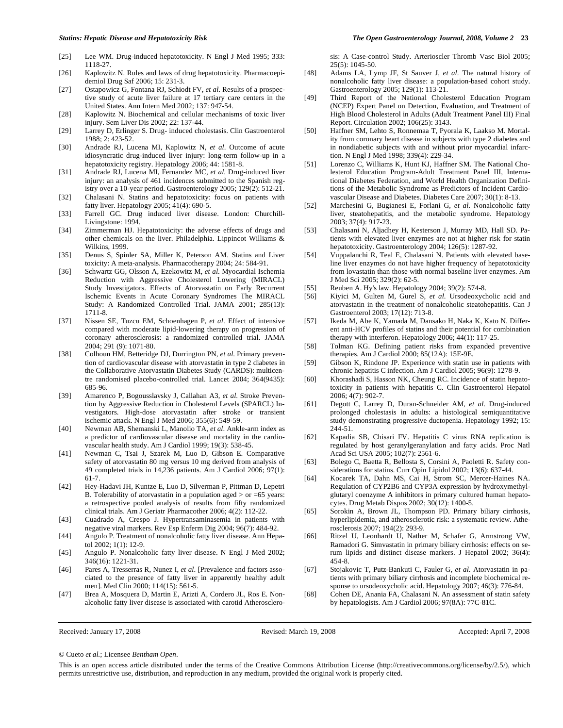[25] Lee WM. Drug-induced hepatotoxicity. N Engl J Med 1995; 333: 1118-27.

[26] Kaplowitz N. Rules and laws of drug hepatotoxicity. Pharmacoepidemiol Drug Saf 2006; 15: 231-3.

[27] Ostapowicz G, Fontana RJ, Schiodt FV, *et al.* Results of a prospective study of acute liver failure at 17 tertiary care centers in the United States. Ann Intern Med 2002; 137: 947-54.

[28] Kaplowitz N. Biochemical and cellular mechanisms of toxic liver injury. Sem Liver Dis 2002; 22: 137-44.

[29] Larrey D, Erlinger S. Drug- induced cholestasis. Clin Gastroenterol 1988; 2: 423-52.

[30] Andrade RJ, Lucena MI, Kaplowitz N, *et al.* Outcome of acute idiosyncratic drug-induced liver injury: long-term follow-up in a hepatotoxicity registry. Hepatology 2006; 44: 1581-8.

[31] Andrade RJ, Lucena MI, Fernandez MC, *et al.* Drug-induced liver injury: an analysis of 461 incidences submitted to the Spanish registry over a 10-year period. Gastroenterology 2005; 129(2): 512-21.

[32] Chalasani N. Statins and hepatotoxicity: focus on patients with fatty liver. Hepatology 2005; 41(4): 690-5.

[33] Farrell GC. Drug induced liver disease. London: Churchill-Livingstone: 1994.

[34] Zimmerman HJ. Hepatotoxicity: the adverse effects of drugs and other chemicals on the liver. Philadelphia. Lippincot Williams & Wilkins, 1999.

[35] Denus S, Spinler SA, Miller K, Peterson AM. Statins and Liver toxicity: A meta-analysis. Pharmacotherapy 2004; 24: 584-91.

[36] Schwartz GG, Olsson A, Ezekowitz M, *et al.* Myocardial Ischemia Reduction with Aggressive Cholesterol Lowering (MIRACL) Study Investigators. Effects of Atorvastatin on Early Recurrent Ischemic Events in Acute Coronary Syndromes The MIRACL Study: A Randomized Controlled Trial. JAMA 2001; 285(13): 1711-8.

[37] Nissen SE, Tuzcu EM, Schoenhagen P, *et al*. Effect of intensive compared with moderate lipid-lowering therapy on progression of coronary atherosclerosis: a randomized controlled trial. JAMA 2004; 291 (9): 1071-80.

[38] Colhoun HM, Betteridge DJ, Durrington PN, *et al.* Primary prevention of cardiovascular disease with atorvastatin in type 2 diabetes in the Collaborative Atorvastatin Diabetes Study (CARDS): multicentre randomised placebo-controlled trial. Lancet 2004; 364(9435): 685-96.

[39] Amarenco P, Bogousslavsky J, Callahan A3, *et al.* Stroke Prevention by Aggressive Reduction in Cholesterol Levels (SPARCL) Investigators. High-dose atorvastatin after stroke or transient ischemic attack. N Engl J Med 2006; 355(6): 549-59.

[40] Newman AB, Shemanski L, Manolio TA, *et al*. Ankle-arm index as a predictor of cardiovascular disease and mortality in the cardiovascular health study. Am J Cardiol 1999; 19(3): 538-45.

[41] Newman C, Tsai J, Szarek M, Luo D, Gibson E. Comparative safety of atorvastatin 80 mg versus 10 mg derived from analysis of 49 completed trials in 14,236 patients. Am J Cardiol 2006; 97(1): 61-7.

[42] Hey-Hadavi JH, Kuntze E, Luo D, Silverman P, Pittman D, Lepetri B. Tolerability of atorvastatin in a population aged > or =65 years: a retrospective pooled analysis of results from fifty randomized clinical trials. Am J Geriatr Pharmacother 2006; 4(2): 112-22.

[43] Cuadrado A, Crespo J. Hypertransaminasemia in patients with negative viral markers. Rev Esp Enferm Dig 2004; 96(7): 484-92.

[44] Angulo P. Treatment of nonalcoholic fatty liver disease. Ann Hepatol 2002; 1(1): 12-9.

[45] Angulo P. Nonalcoholic fatty liver disease. N Engl J Med 2002; 346(16): 1221-31.

[46] Pares A, Tresserras R, Nunez I, *et al.* [Prevalence and factors associated to the presence of fatty liver in apparently healthy adult men]. Med Clin 2000; 114(15): 561-5.

[47] Brea A, Mosquera D, Martin E, Arizti A, Cordero JL, Ros E. Nonalcoholic fatty liver disease is associated with carotid Atherosclerosis: A Case-control Study. Arterioscler Thromb Vasc Biol 2005; 25(5): 1045-50.

[48] Adams LA, Lymp JF, St Sauver J, *et al.* The natural history of nonalcoholic fatty liver disease: a population-based cohort study. Gastroenterology 2005; 129(1): 113-21.

[49] Third Report of the National Cholesterol Education Program (NCEP) Expert Panel on Detection, Evaluation, and Treatment of High Blood Cholesterol in Adults (Adult Treatment Panel III) Final Report. Circulation 2002; 106(25): 3143.

[50] Haffner SM, Lehto S, Ronnemaa T, Pyorala K, Laakso M. Mortality from coronary heart disease in subjects with type 2 diabetes and in nondiabetic subjects with and without prior myocardial infarction. N Engl J Med 1998; 339(4): 229-34.

[51] Lorenzo C, Williams K, Hunt KJ, Haffner SM. The National Cholesterol Education Program-Adult Treatment Panel III, International Diabetes Federation, and World Health Organization Definitions of the Metabolic Syndrome as Predictors of Incident Cardiovascular Disease and Diabetes. Diabetes Care 2007; 30(1): 8-13.

[52] Marchesini G, Bugianesi E, Forlani G, *et al.* Nonalcoholic fatty liver, steatohepatitis, and the metabolic syndrome. Hepatology 2003; 37(4): 917-23.

[53] Chalasani N, Aljadhey H, Kesterson J, Murray MD, Hall SD. Patients with elevated liver enzymes are not at higher risk for statin hepatotoxicity. Gastroenterology 2004; 126(5): 1287-92.

[54] Vuppalanchi R, Teal E, Chalasani N. Patients with elevated baseline liver enzymes do not have higher frequency of hepatotoxicity from lovastatin than those with normal baseline liver enzymes. Am J Med Sci 2005; 329(2): 62-5.

[55] Reuben A. Hy's law. Hepatology 2004; 39(2): 574-8.

[56] Kiyici M, Gulten M, Gurel S, *et al.* Ursodeoxycholic acid and atorvastatin in the treatment of nonalcoholic steatohepatitis. Can J Gastroenterol 2003; 17(12): 713-8.

[57] Ikeda M, Abe K, Yamada M, Dansako H, Naka K, Kato N. Different anti-HCV profiles of statins and their potential for combination therapy with interferon. Hepatology 2006; 44(1): 117-25.

[58] Tolman KG. Defining patient risks from expanded preventive therapies. Am J Cardiol 2000; 85(12A): 15E-9E.

[59] Gibson K, Rindone JP. Experience with statin use in patients with chronic hepatitis C infection. Am J Cardiol 2005; 96(9): 1278-9.

[60] Khorashadi S, Hasson NK, Cheung RC. Incidence of statin hepatotoxicity in patients with hepatitis C. Clin Gastroenterol Hepatol 2006; 4(7): 902-7.

[61] Degott C, Larrey D, Duran-Schneider AM, *et al.* Drug-induced prolonged cholestasis in adults: a histological semiquantitative study demonstrating progressive ductopenia. Hepatology 1992; 15: 244-51.

[62] Kapadia SB, Chisari FV. Hepatitis C virus RNA replication is regulated by host geranylgeranylation and fatty acids. Proc Natl Acad Sci USA 2005; 102(7): 2561-6.

[63] Bolego C, Baetta R, Bellosta S, Corsini A, Paoletti R. Safety considerations for statins. Curr Opin Lipidol 2002; 13(6): 637-44.

[64] Kocarek TA, Dahn MS, Cai H, Strom SC, Mercer-Haines NA. Regulation of CYP2B6 and CYP3A expression by hydroxymethylglutaryl coenzyme A inhibitors in primary cultured human hepatocytes. Drug Metab Dispos 2002; 30(12): 1400-5.

[65] Sorokin A, Brown JL, Thompson PD. Primary biliary cirrhosis, hyperlipidemia, and atherosclerotic risk: a systematic review. Atherosclerosis 2007; 194(2): 293-9.

[66] Ritzel U, Leonhardt U, Nather M, Schafer G, Armstrong VW, Ramadori G. Simvastatin in primary biliary cirrhosis: effects on serum lipids and distinct disease markers. J Hepatol 2002; 36(4): 454-8.

[67] Stojakovic T, Putz-Bankuti C, Fauler G, *et al.* Atorvastatin in patients with primary biliary cirrhosis and incomplete biochemical response to ursodeoxycholic acid. Hepatology 2007; 46(3): 776-84.

[68] Cohen DE, Anania FA, Chalasani N. An assessment of statin safety by hepatologists. Am J Cardiol 2006; 97(8A): 77C-81C.

Received: January 17, 2008 Revised: March 19, 2008 Accepted: April 7, 2008

© Cueto *et al.*; Licensee *Bentham Open*.

This is an open access article distributed under the terms of the Creative Commons Attribution License (http://creativecommons.org/license/by/2.5/), which permits unrestrictive use, distribution, and reproduction in any medium, provided the original work is properly cited.